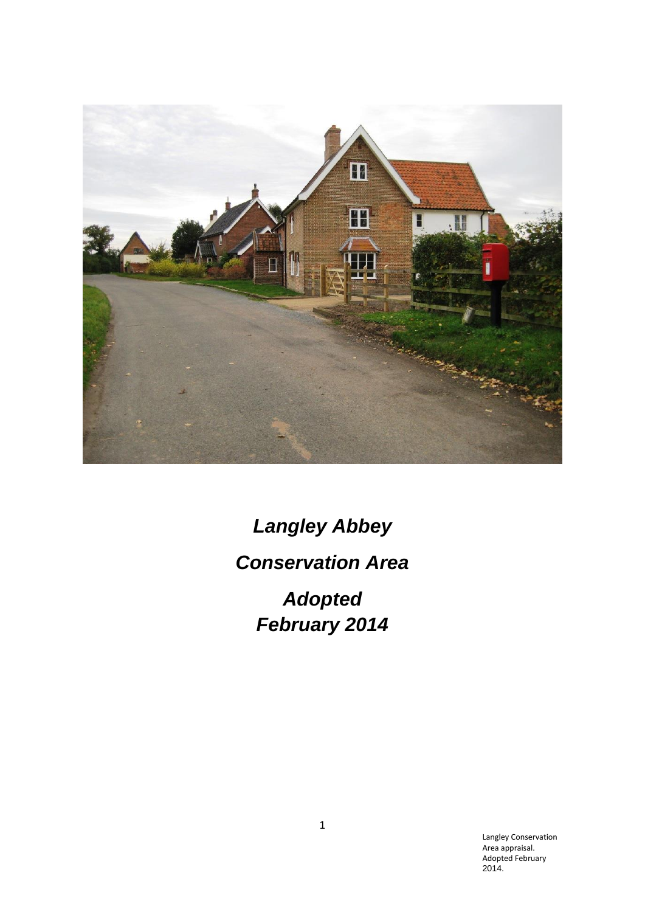# *Langley Abbey*

# *Conservation Area*

# *Adopted*
# *February 2014*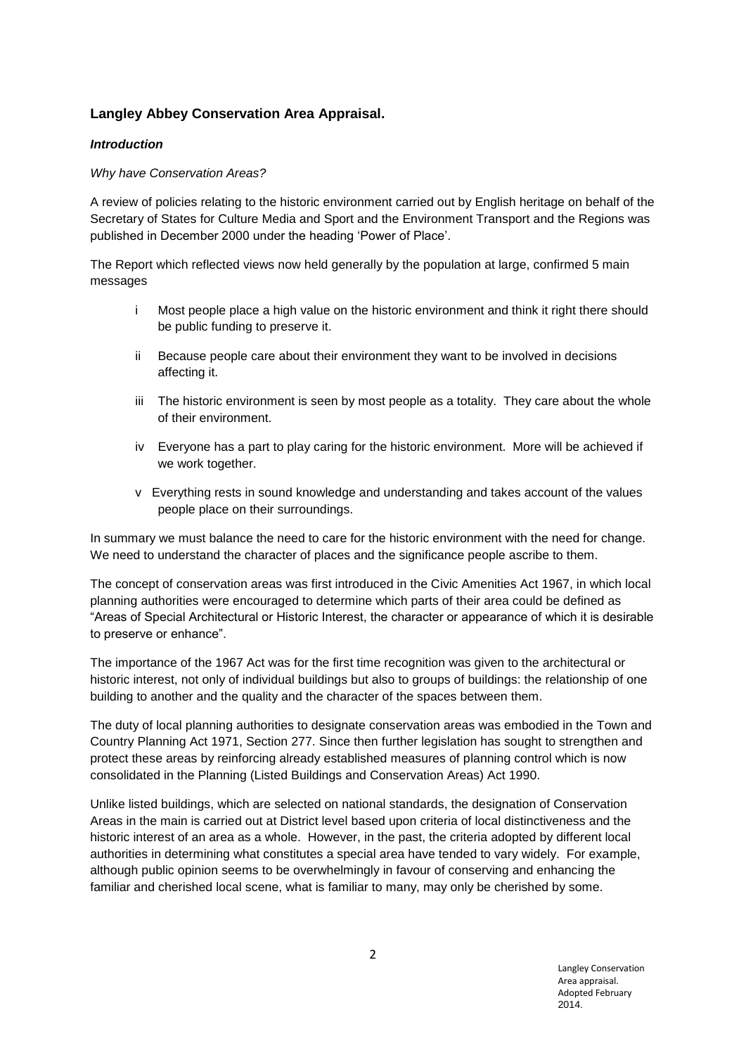## **Langley Abbey Conservation Area Appraisal.**

### ***Introduction***

*Why have Conservation Areas?*

A review of policies relating to the historic environment carried out by English heritage on behalf of the Secretary of States for Culture Media and Sport and the Environment Transport and the Regions was published in December 2000 under the heading 'Power of Place'.

The Report which reflected views now held generally by the population at large, confirmed 5 main messages

- i Most people place a high value on the historic environment and think it right there should be public funding to preserve it.
- ii Because people care about their environment they want to be involved in decisions affecting it.
- iii The historic environment is seen by most people as a totality. They care about the whole of their environment.
- iv Everyone has a part to play caring for the historic environment. More will be achieved if we work together.
- v Everything rests in sound knowledge and understanding and takes account of the values people place on their surroundings.

In summary we must balance the need to care for the historic environment with the need for change. We need to understand the character of places and the significance people ascribe to them.

The concept of conservation areas was first introduced in the Civic Amenities Act 1967, in which local planning authorities were encouraged to determine which parts of their area could be defined as "Areas of Special Architectural or Historic Interest, the character or appearance of which it is desirable to preserve or enhance".

The importance of the 1967 Act was for the first time recognition was given to the architectural or historic interest, not only of individual buildings but also to groups of buildings: the relationship of one building to another and the quality and the character of the spaces between them.

The duty of local planning authorities to designate conservation areas was embodied in the Town and Country Planning Act 1971, Section 277. Since then further legislation has sought to strengthen and protect these areas by reinforcing already established measures of planning control which is now consolidated in the Planning (Listed Buildings and Conservation Areas) Act 1990.

Unlike listed buildings, which are selected on national standards, the designation of Conservation Areas in the main is carried out at District level based upon criteria of local distinctiveness and the historic interest of an area as a whole. However, in the past, the criteria adopted by different local authorities in determining what constitutes a special area have tended to vary widely. For example, although public opinion seems to be overwhelmingly in favour of conserving and enhancing the familiar and cherished local scene, what is familiar to many, may only be cherished by some.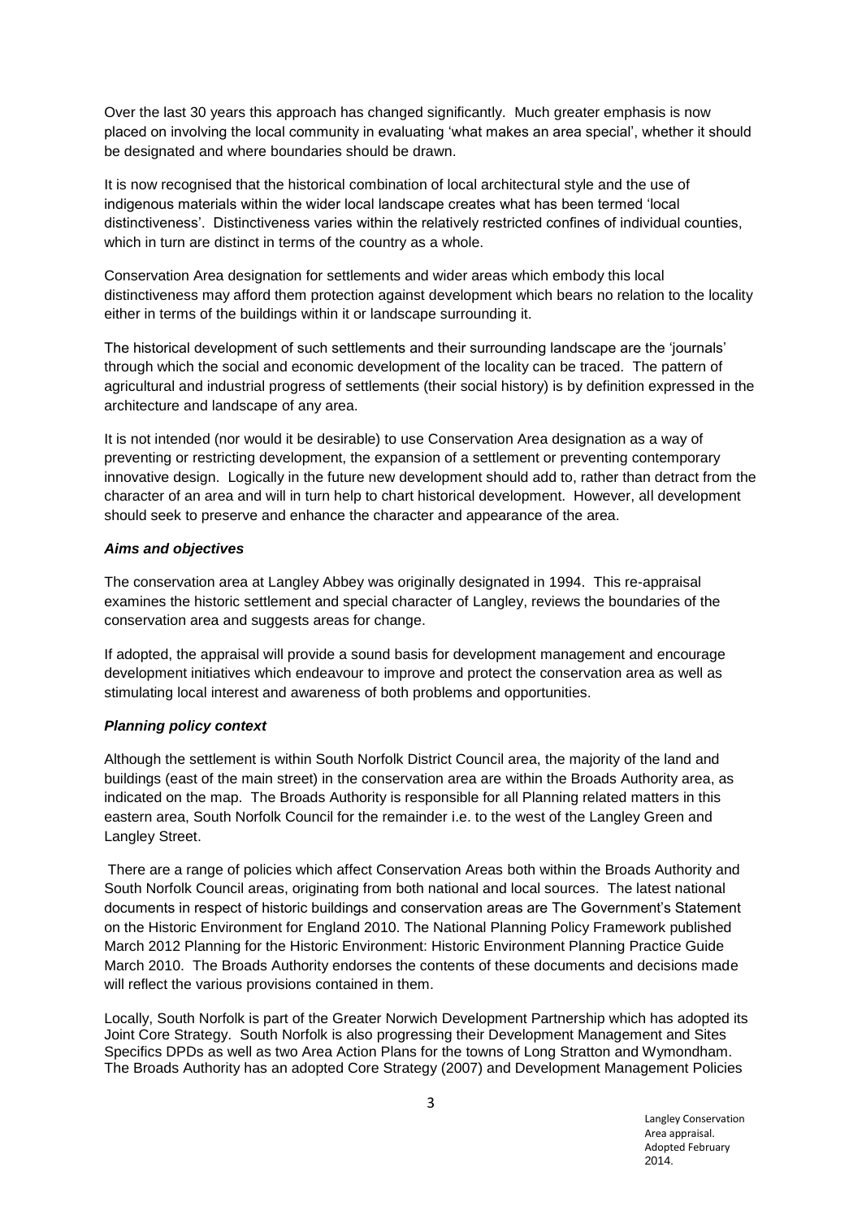Over the last 30 years this approach has changed significantly. Much greater emphasis is now placed on involving the local community in evaluating 'what makes an area special', whether it should be designated and where boundaries should be drawn.

It is now recognised that the historical combination of local architectural style and the use of indigenous materials within the wider local landscape creates what has been termed 'local distinctiveness'. Distinctiveness varies within the relatively restricted confines of individual counties, which in turn are distinct in terms of the country as a whole.

Conservation Area designation for settlements and wider areas which embody this local distinctiveness may afford them protection against development which bears no relation to the locality either in terms of the buildings within it or landscape surrounding it.

The historical development of such settlements and their surrounding landscape are the 'journals' through which the social and economic development of the locality can be traced. The pattern of agricultural and industrial progress of settlements (their social history) is by definition expressed in the architecture and landscape of any area.

It is not intended (nor would it be desirable) to use Conservation Area designation as a way of preventing or restricting development, the expansion of a settlement or preventing contemporary innovative design. Logically in the future new development should add to, rather than detract from the character of an area and will in turn help to chart historical development. However, all development should seek to preserve and enhance the character and appearance of the area.

### *Aims and objectives*

The conservation area at Langley Abbey was originally designated in 1994. This re-appraisal examines the historic settlement and special character of Langley, reviews the boundaries of the conservation area and suggests areas for change.

If adopted, the appraisal will provide a sound basis for development management and encourage development initiatives which endeavour to improve and protect the conservation area as well as stimulating local interest and awareness of both problems and opportunities.

### *Planning policy context*

Although the settlement is within South Norfolk District Council area, the majority of the land and buildings (east of the main street) in the conservation area are within the Broads Authority area, as indicated on the map. The Broads Authority is responsible for all Planning related matters in this eastern area, South Norfolk Council for the remainder i.e. to the west of the Langley Green and Langley Street.

There are a range of policies which affect Conservation Areas both within the Broads Authority and South Norfolk Council areas, originating from both national and local sources. The latest national documents in respect of historic buildings and conservation areas are The Government's Statement on the Historic Environment for England 2010. The National Planning Policy Framework published March 2012 Planning for the Historic Environment: Historic Environment Planning Practice Guide March 2010. The Broads Authority endorses the contents of these documents and decisions made will reflect the various provisions contained in them.

Locally, South Norfolk is part of the Greater Norwich Development Partnership which has adopted its Joint Core Strategy. South Norfolk is also progressing their Development Management and Sites Specifics DPDs as well as two Area Action Plans for the towns of Long Stratton and Wymondham. The Broads Authority has an adopted Core Strategy (2007) and Development Management Policies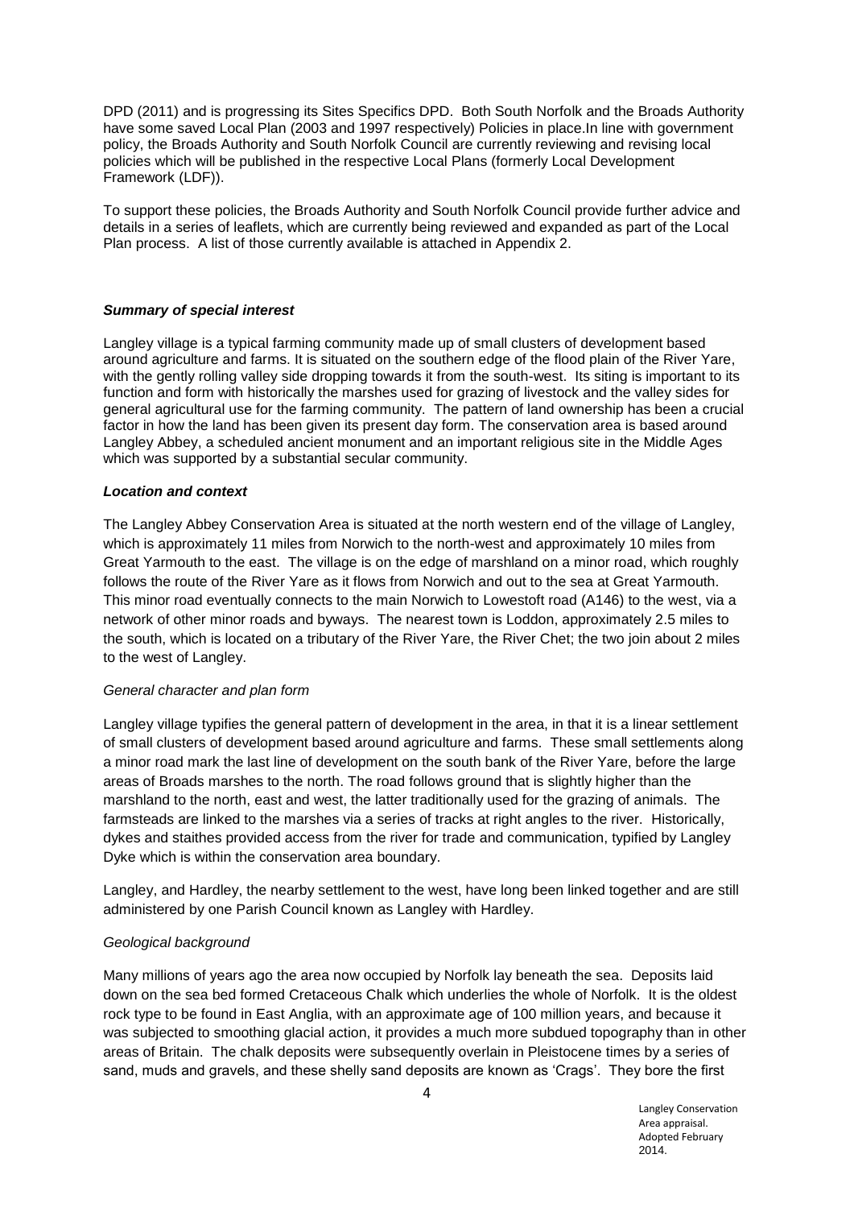DPD (2011) and is progressing its Sites Specifics DPD. Both South Norfolk and the Broads Authority have some saved Local Plan (2003 and 1997 respectively) Policies in place.In line with government policy, the Broads Authority and South Norfolk Council are currently reviewing and revising local policies which will be published in the respective Local Plans (formerly Local Development Framework (LDF)).

To support these policies, the Broads Authority and South Norfolk Council provide further advice and details in a series of leaflets, which are currently being reviewed and expanded as part of the Local Plan process. A list of those currently available is attached in Appendix 2.

### ***Summary of special interest***

Langley village is a typical farming community made up of small clusters of development based around agriculture and farms. It is situated on the southern edge of the flood plain of the River Yare, with the gently rolling valley side dropping towards it from the south-west. Its siting is important to its function and form with historically the marshes used for grazing of livestock and the valley sides for general agricultural use for the farming community. The pattern of land ownership has been a crucial factor in how the land has been given its present day form. The conservation area is based around Langley Abbey, a scheduled ancient monument and an important religious site in the Middle Ages which was supported by a substantial secular community.

### ***Location and context***

The Langley Abbey Conservation Area is situated at the north western end of the village of Langley, which is approximately 11 miles from Norwich to the north-west and approximately 10 miles from Great Yarmouth to the east. The village is on the edge of marshland on a minor road, which roughly follows the route of the River Yare as it flows from Norwich and out to the sea at Great Yarmouth. This minor road eventually connects to the main Norwich to Lowestoft road (A146) to the west, via a network of other minor roads and byways. The nearest town is Loddon, approximately 2.5 miles to the south, which is located on a tributary of the River Yare, the River Chet; the two join about 2 miles to the west of Langley.

#### *General character and plan form*

Langley village typifies the general pattern of development in the area, in that it is a linear settlement of small clusters of development based around agriculture and farms. These small settlements along a minor road mark the last line of development on the south bank of the River Yare, before the large areas of Broads marshes to the north. The road follows ground that is slightly higher than the marshland to the north, east and west, the latter traditionally used for the grazing of animals. The farmsteads are linked to the marshes via a series of tracks at right angles to the river. Historically, dykes and staithes provided access from the river for trade and communication, typified by Langley Dyke which is within the conservation area boundary.

Langley, and Hardley, the nearby settlement to the west, have long been linked together and are still administered by one Parish Council known as Langley with Hardley.

#### *Geological background*

Many millions of years ago the area now occupied by Norfolk lay beneath the sea. Deposits laid down on the sea bed formed Cretaceous Chalk which underlies the whole of Norfolk. It is the oldest rock type to be found in East Anglia, with an approximate age of 100 million years, and because it was subjected to smoothing glacial action, it provides a much more subdued topography than in other areas of Britain. The chalk deposits were subsequently overlain in Pleistocene times by a series of sand, muds and gravels, and these shelly sand deposits are known as 'Crags'. They bore the first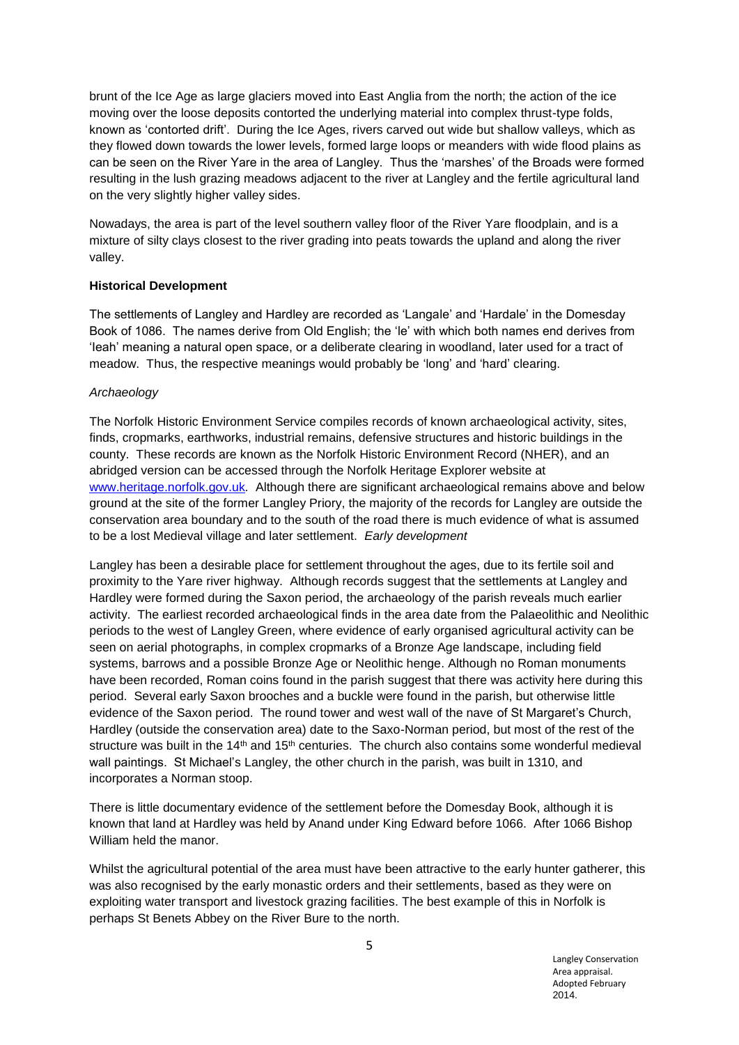brunt of the Ice Age as large glaciers moved into East Anglia from the north; the action of the ice moving over the loose deposits contorted the underlying material into complex thrust-type folds, known as 'contorted drift'. During the Ice Ages, rivers carved out wide but shallow valleys, which as they flowed down towards the lower levels, formed large loops or meanders with wide flood plains as can be seen on the River Yare in the area of Langley. Thus the 'marshes' of the Broads were formed resulting in the lush grazing meadows adjacent to the river at Langley and the fertile agricultural land on the very slightly higher valley sides.

Nowadays, the area is part of the level southern valley floor of the River Yare floodplain, and is a mixture of silty clays closest to the river grading into peats towards the upland and along the river valley.

**Historical Development**

The settlements of Langley and Hardley are recorded as 'Langale' and 'Hardale' in the Domesday Book of 1086. The names derive from Old English; the 'le' with which both names end derives from 'leah' meaning a natural open space, or a deliberate clearing in woodland, later used for a tract of meadow. Thus, the respective meanings would probably be 'long' and 'hard' clearing.

*Archaeology*

The Norfolk Historic Environment Service compiles records of known archaeological activity, sites, finds, cropmarks, earthworks, industrial remains, defensive structures and historic buildings in the county. These records are known as the Norfolk Historic Environment Record (NHER), and an abridged version can be accessed through the Norfolk Heritage Explorer website at [www.heritage.norfolk.gov.uk](www.heritage.norfolk.gov.uk). Although there are significant archaeological remains above and below ground at the site of the former Langley Priory, the majority of the records for Langley are outside the conservation area boundary and to the south of the road there is much evidence of what is assumed to be a lost Medieval village and later settlement.

*Early development*

Langley has been a desirable place for settlement throughout the ages, due to its fertile soil and proximity to the Yare river highway. Although records suggest that the settlements at Langley and Hardley were formed during the Saxon period, the archaeology of the parish reveals much earlier activity. The earliest recorded archaeological finds in the area date from the Palaeolithic and Neolithic periods to the west of Langley Green, where evidence of early organised agricultural activity can be seen on aerial photographs, in complex cropmarks of a Bronze Age landscape, including field systems, barrows and a possible Bronze Age or Neolithic henge. Although no Roman monuments have been recorded, Roman coins found in the parish suggest that there was activity here during this period. Several early Saxon brooches and a buckle were found in the parish, but otherwise little evidence of the Saxon period. The round tower and west wall of the nave of St Margaret's Church, Hardley (outside the conservation area) date to the Saxo-Norman period, but most of the rest of the structure was built in the 14th and 15th centuries. The church also contains some wonderful medieval wall paintings. St Michael's Langley, the other church in the parish, was built in 1310, and incorporates a Norman stoop.

There is little documentary evidence of the settlement before the Domesday Book, although it is known that land at Hardley was held by Anand under King Edward before 1066. After 1066 Bishop William held the manor.

Whilst the agricultural potential of the area must have been attractive to the early hunter gatherer, this was also recognised by the early monastic orders and their settlements, based as they were on exploiting water transport and livestock grazing facilities. The best example of this in Norfolk is perhaps St Benets Abbey on the River Bure to the north.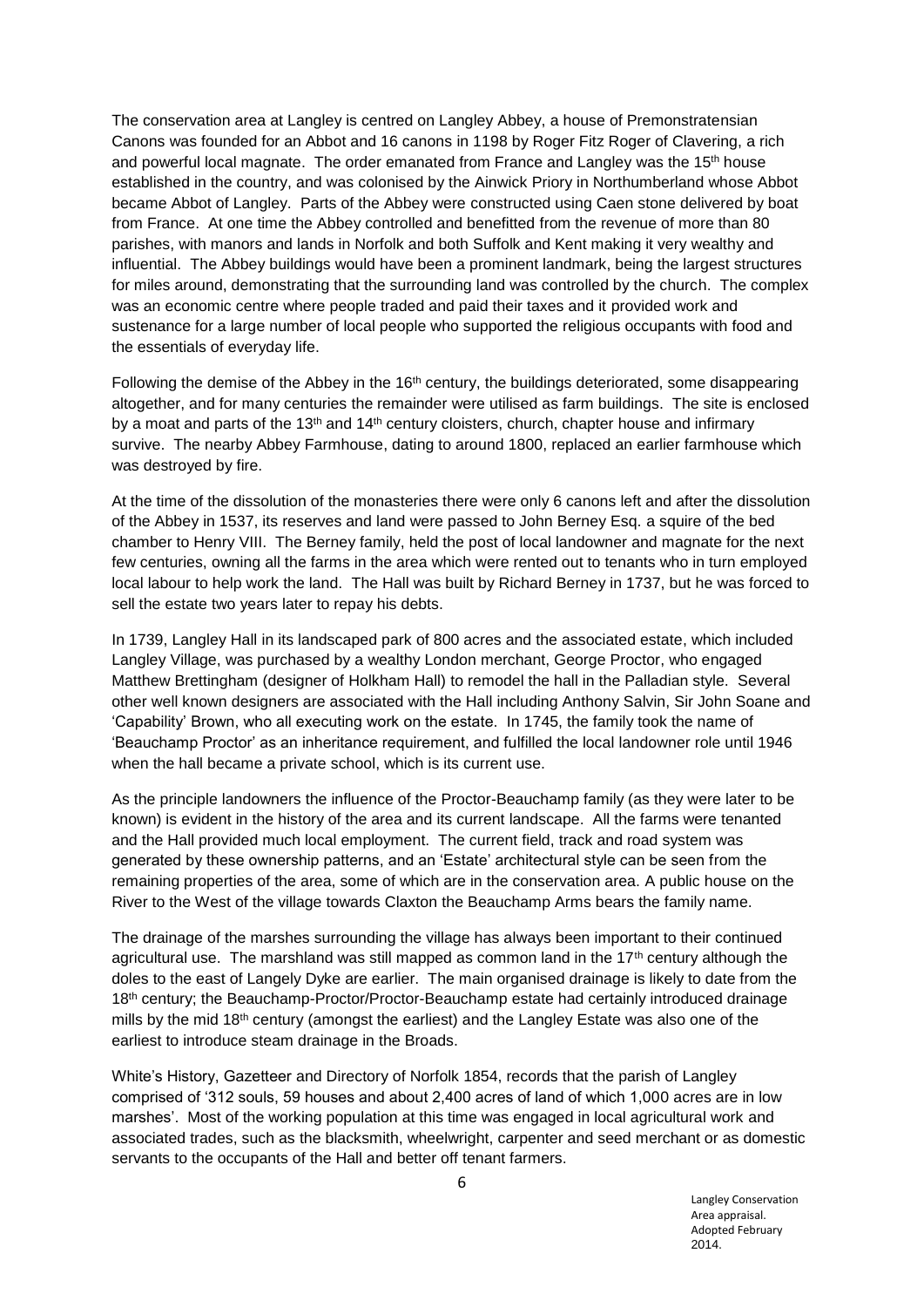The conservation area at Langley is centred on Langley Abbey, a house of Premonstratensian Canons was founded for an Abbot and 16 canons in 1198 by Roger Fitz Roger of Clavering, a rich and powerful local magnate. The order emanated from France and Langley was the 15th house established in the country, and was colonised by the Ainwick Priory in Northumberland whose Abbot became Abbot of Langley. Parts of the Abbey were constructed using Caen stone delivered by boat from France. At one time the Abbey controlled and benefitted from the revenue of more than 80 parishes, with manors and lands in Norfolk and both Suffolk and Kent making it very wealthy and influential. The Abbey buildings would have been a prominent landmark, being the largest structures for miles around, demonstrating that the surrounding land was controlled by the church. The complex was an economic centre where people traded and paid their taxes and it provided work and sustenance for a large number of local people who supported the religious occupants with food and the essentials of everyday life.

Following the demise of the Abbey in the 16th century, the buildings deteriorated, some disappearing altogether, and for many centuries the remainder were utilised as farm buildings. The site is enclosed by a moat and parts of the 13th and 14th century cloisters, church, chapter house and infirmary survive. The nearby Abbey Farmhouse, dating to around 1800, replaced an earlier farmhouse which was destroyed by fire.

At the time of the dissolution of the monasteries there were only 6 canons left and after the dissolution of the Abbey in 1537, its reserves and land were passed to John Berney Esq. a squire of the bed chamber to Henry VIII. The Berney family, held the post of local landowner and magnate for the next few centuries, owning all the farms in the area which were rented out to tenants who in turn employed local labour to help work the land. The Hall was built by Richard Berney in 1737, but he was forced to sell the estate two years later to repay his debts.

In 1739, Langley Hall in its landscaped park of 800 acres and the associated estate, which included Langley Village, was purchased by a wealthy London merchant, George Proctor, who engaged Matthew Brettingham (designer of Holkham Hall) to remodel the hall in the Palladian style. Several other well known designers are associated with the Hall including Anthony Salvin, Sir John Soane and 'Capability' Brown, who all executing work on the estate. In 1745, the family took the name of 'Beauchamp Proctor' as an inheritance requirement, and fulfilled the local landowner role until 1946 when the hall became a private school, which is its current use.

As the principle landowners the influence of the Proctor-Beauchamp family (as they were later to be known) is evident in the history of the area and its current landscape. All the farms were tenanted and the Hall provided much local employment. The current field, track and road system was generated by these ownership patterns, and an 'Estate' architectural style can be seen from the remaining properties of the area, some of which are in the conservation area. A public house on the River to the West of the village towards Claxton the Beauchamp Arms bears the family name.

The drainage of the marshes surrounding the village has always been important to their continued agricultural use. The marshland was still mapped as common land in the 17th century although the doles to the east of Langely Dyke are earlier. The main organised drainage is likely to date from the 18th century; the Beauchamp-Proctor/Proctor-Beauchamp estate had certainly introduced drainage mills by the mid 18th century (amongst the earliest) and the Langley Estate was also one of the earliest to introduce steam drainage in the Broads.

White's History, Gazetteer and Directory of Norfolk 1854, records that the parish of Langley comprised of '312 souls, 59 houses and about 2,400 acres of land of which 1,000 acres are in low marshes'. Most of the working population at this time was engaged in local agricultural work and associated trades, such as the blacksmith, wheelwright, carpenter and seed merchant or as domestic servants to the occupants of the Hall and better off tenant farmers.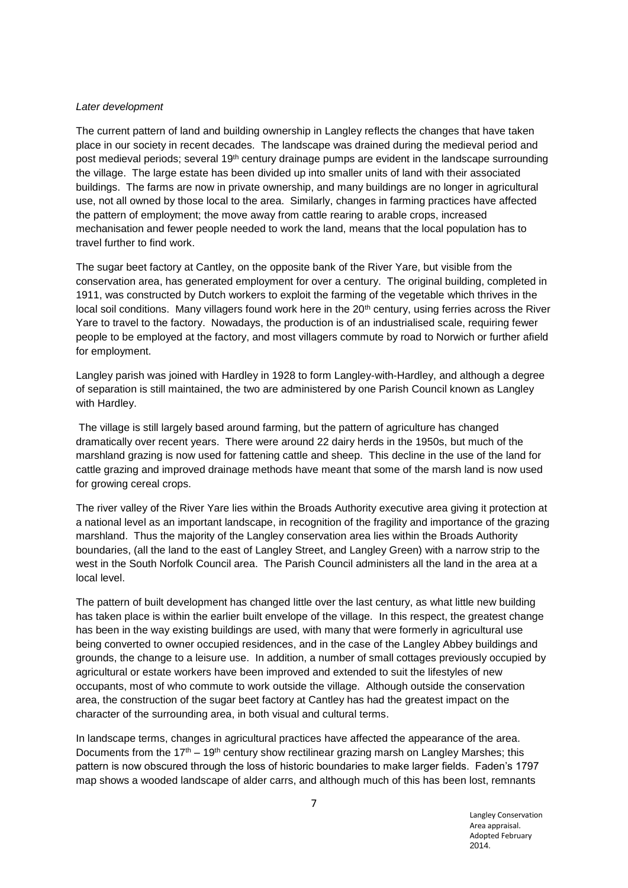*Later development*

The current pattern of land and building ownership in Langley reflects the changes that have taken place in our society in recent decades. The landscape was drained during the medieval period and post medieval periods; several 19th century drainage pumps are evident in the landscape surrounding the village. The large estate has been divided up into smaller units of land with their associated buildings. The farms are now in private ownership, and many buildings are no longer in agricultural use, not all owned by those local to the area. Similarly, changes in farming practices have affected the pattern of employment; the move away from cattle rearing to arable crops, increased mechanisation and fewer people needed to work the land, means that the local population has to travel further to find work.

The sugar beet factory at Cantley, on the opposite bank of the River Yare, but visible from the conservation area, has generated employment for over a century. The original building, completed in 1911, was constructed by Dutch workers to exploit the farming of the vegetable which thrives in the local soil conditions. Many villagers found work here in the 20th century, using ferries across the River Yare to travel to the factory. Nowadays, the production is of an industrialised scale, requiring fewer people to be employed at the factory, and most villagers commute by road to Norwich or further afield for employment.

Langley parish was joined with Hardley in 1928 to form Langley-with-Hardley, and although a degree of separation is still maintained, the two are administered by one Parish Council known as Langley with Hardley.

The village is still largely based around farming, but the pattern of agriculture has changed dramatically over recent years. There were around 22 dairy herds in the 1950s, but much of the marshland grazing is now used for fattening cattle and sheep. This decline in the use of the land for cattle grazing and improved drainage methods have meant that some of the marsh land is now used for growing cereal crops.

The river valley of the River Yare lies within the Broads Authority executive area giving it protection at a national level as an important landscape, in recognition of the fragility and importance of the grazing marshland. Thus the majority of the Langley conservation area lies within the Broads Authority boundaries, (all the land to the east of Langley Street, and Langley Green) with a narrow strip to the west in the South Norfolk Council area. The Parish Council administers all the land in the area at a local level.

The pattern of built development has changed little over the last century, as what little new building has taken place is within the earlier built envelope of the village. In this respect, the greatest change has been in the way existing buildings are used, with many that were formerly in agricultural use being converted to owner occupied residences, and in the case of the Langley Abbey buildings and grounds, the change to a leisure use. In addition, a number of small cottages previously occupied by agricultural or estate workers have been improved and extended to suit the lifestyles of new occupants, most of who commute to work outside the village. Although outside the conservation area, the construction of the sugar beet factory at Cantley has had the greatest impact on the character of the surrounding area, in both visual and cultural terms.

In landscape terms, changes in agricultural practices have affected the appearance of the area. Documents from the 17th – 19th century show rectilinear grazing marsh on Langley Marshes; this pattern is now obscured through the loss of historic boundaries to make larger fields. Faden's 1797 map shows a wooded landscape of alder carrs, and although much of this has been lost, remnants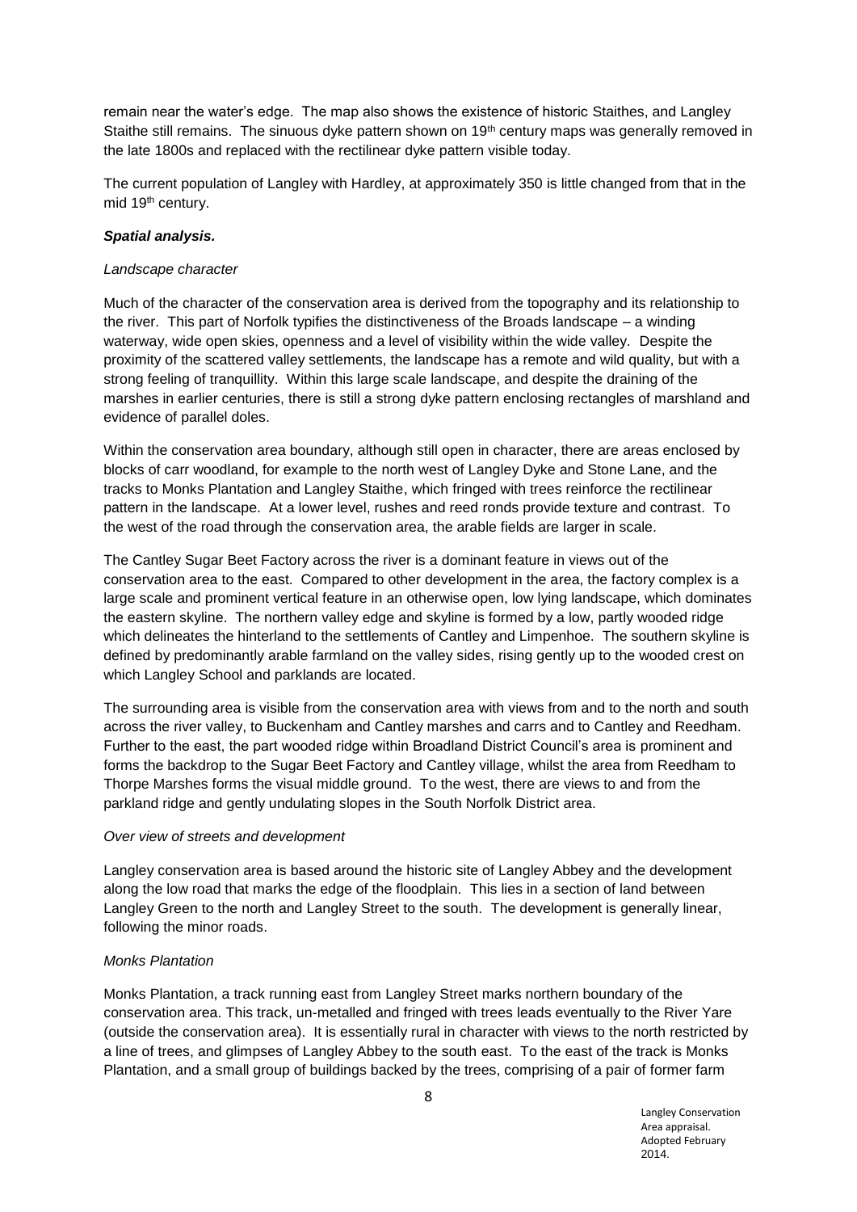remain near the water's edge. The map also shows the existence of historic Staithes, and Langley Staithe still remains. The sinuous dyke pattern shown on 19th century maps was generally removed in the late 1800s and replaced with the rectilinear dyke pattern visible today.

The current population of Langley with Hardley, at approximately 350 is little changed from that in the mid 19th century.

***Spatial analysis.***

*Landscape character*

Much of the character of the conservation area is derived from the topography and its relationship to the river. This part of Norfolk typifies the distinctiveness of the Broads landscape – a winding waterway, wide open skies, openness and a level of visibility within the wide valley. Despite the proximity of the scattered valley settlements, the landscape has a remote and wild quality, but with a strong feeling of tranquillity. Within this large scale landscape, and despite the draining of the marshes in earlier centuries, there is still a strong dyke pattern enclosing rectangles of marshland and evidence of parallel doles.

Within the conservation area boundary, although still open in character, there are areas enclosed by blocks of carr woodland, for example to the north west of Langley Dyke and Stone Lane, and the tracks to Monks Plantation and Langley Staithe, which fringed with trees reinforce the rectilinear pattern in the landscape. At a lower level, rushes and reed ronds provide texture and contrast. To the west of the road through the conservation area, the arable fields are larger in scale.

The Cantley Sugar Beet Factory across the river is a dominant feature in views out of the conservation area to the east. Compared to other development in the area, the factory complex is a large scale and prominent vertical feature in an otherwise open, low lying landscape, which dominates the eastern skyline. The northern valley edge and skyline is formed by a low, partly wooded ridge which delineates the hinterland to the settlements of Cantley and Limpenhoe. The southern skyline is defined by predominantly arable farmland on the valley sides, rising gently up to the wooded crest on which Langley School and parklands are located.

The surrounding area is visible from the conservation area with views from and to the north and south across the river valley, to Buckenham and Cantley marshes and carrs and to Cantley and Reedham. Further to the east, the part wooded ridge within Broadland District Council's area is prominent and forms the backdrop to the Sugar Beet Factory and Cantley village, whilst the area from Reedham to Thorpe Marshes forms the visual middle ground. To the west, there are views to and from the parkland ridge and gently undulating slopes in the South Norfolk District area.

*Over view of streets and development*

Langley conservation area is based around the historic site of Langley Abbey and the development along the low road that marks the edge of the floodplain. This lies in a section of land between Langley Green to the north and Langley Street to the south. The development is generally linear, following the minor roads.

*Monks Plantation*

Monks Plantation, a track running east from Langley Street marks northern boundary of the conservation area. This track, un-metalled and fringed with trees leads eventually to the River Yare (outside the conservation area). It is essentially rural in character with views to the north restricted by a line of trees, and glimpses of Langley Abbey to the south east. To the east of the track is Monks Plantation, and a small group of buildings backed by the trees, comprising of a pair of former farm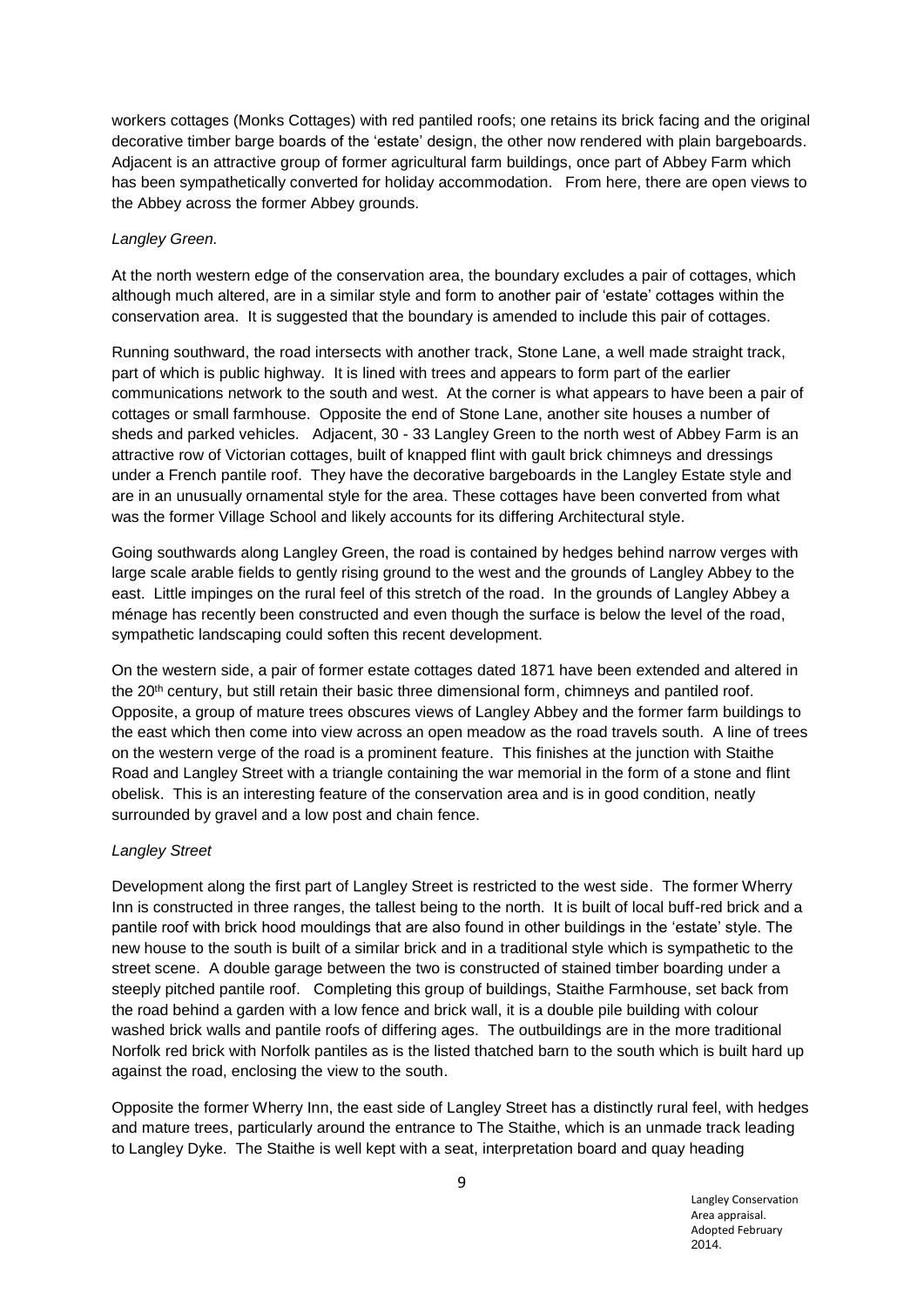workers cottages (Monks Cottages) with red pantiled roofs; one retains its brick facing and the original decorative timber barge boards of the 'estate' design, the other now rendered with plain bargeboards. Adjacent is an attractive group of former agricultural farm buildings, once part of Abbey Farm which has been sympathetically converted for holiday accommodation. From here, there are open views to the Abbey across the former Abbey grounds.

*Langley Green.*

At the north western edge of the conservation area, the boundary excludes a pair of cottages, which although much altered, are in a similar style and form to another pair of 'estate' cottages within the conservation area. It is suggested that the boundary is amended to include this pair of cottages.

Running southward, the road intersects with another track, Stone Lane, a well made straight track, part of which is public highway. It is lined with trees and appears to form part of the earlier communications network to the south and west. At the corner is what appears to have been a pair of cottages or small farmhouse. Opposite the end of Stone Lane, another site houses a number of sheds and parked vehicles. Adjacent, 30 - 33 Langley Green to the north west of Abbey Farm is an attractive row of Victorian cottages, built of knapped flint with gault brick chimneys and dressings under a French pantile roof. They have the decorative bargeboards in the Langley Estate style and are in an unusually ornamental style for the area. These cottages have been converted from what was the former Village School and likely accounts for its differing Architectural style.

Going southwards along Langley Green, the road is contained by hedges behind narrow verges with large scale arable fields to gently rising ground to the west and the grounds of Langley Abbey to the east. Little impinges on the rural feel of this stretch of the road. In the grounds of Langley Abbey a ménage has recently been constructed and even though the surface is below the level of the road, sympathetic landscaping could soften this recent development.

On the western side, a pair of former estate cottages dated 1871 have been extended and altered in the 20th century, but still retain their basic three dimensional form, chimneys and pantiled roof. Opposite, a group of mature trees obscures views of Langley Abbey and the former farm buildings to the east which then come into view across an open meadow as the road travels south. A line of trees on the western verge of the road is a prominent feature. This finishes at the junction with Staithe Road and Langley Street with a triangle containing the war memorial in the form of a stone and flint obelisk. This is an interesting feature of the conservation area and is in good condition, neatly surrounded by gravel and a low post and chain fence.

*Langley Street*

Development along the first part of Langley Street is restricted to the west side. The former Wherry Inn is constructed in three ranges, the tallest being to the north. It is built of local buff-red brick and a pantile roof with brick hood mouldings that are also found in other buildings in the 'estate' style. The new house to the south is built of a similar brick and in a traditional style which is sympathetic to the street scene. A double garage between the two is constructed of stained timber boarding under a steeply pitched pantile roof. Completing this group of buildings, Staithe Farmhouse, set back from the road behind a garden with a low fence and brick wall, it is a double pile building with colour washed brick walls and pantile roofs of differing ages. The outbuildings are in the more traditional Norfolk red brick with Norfolk pantiles as is the listed thatched barn to the south which is built hard up against the road, enclosing the view to the south.

Opposite the former Wherry Inn, the east side of Langley Street has a distinctly rural feel, with hedges and mature trees, particularly around the entrance to The Staithe, which is an unmade track leading to Langley Dyke. The Staithe is well kept with a seat, interpretation board and quay heading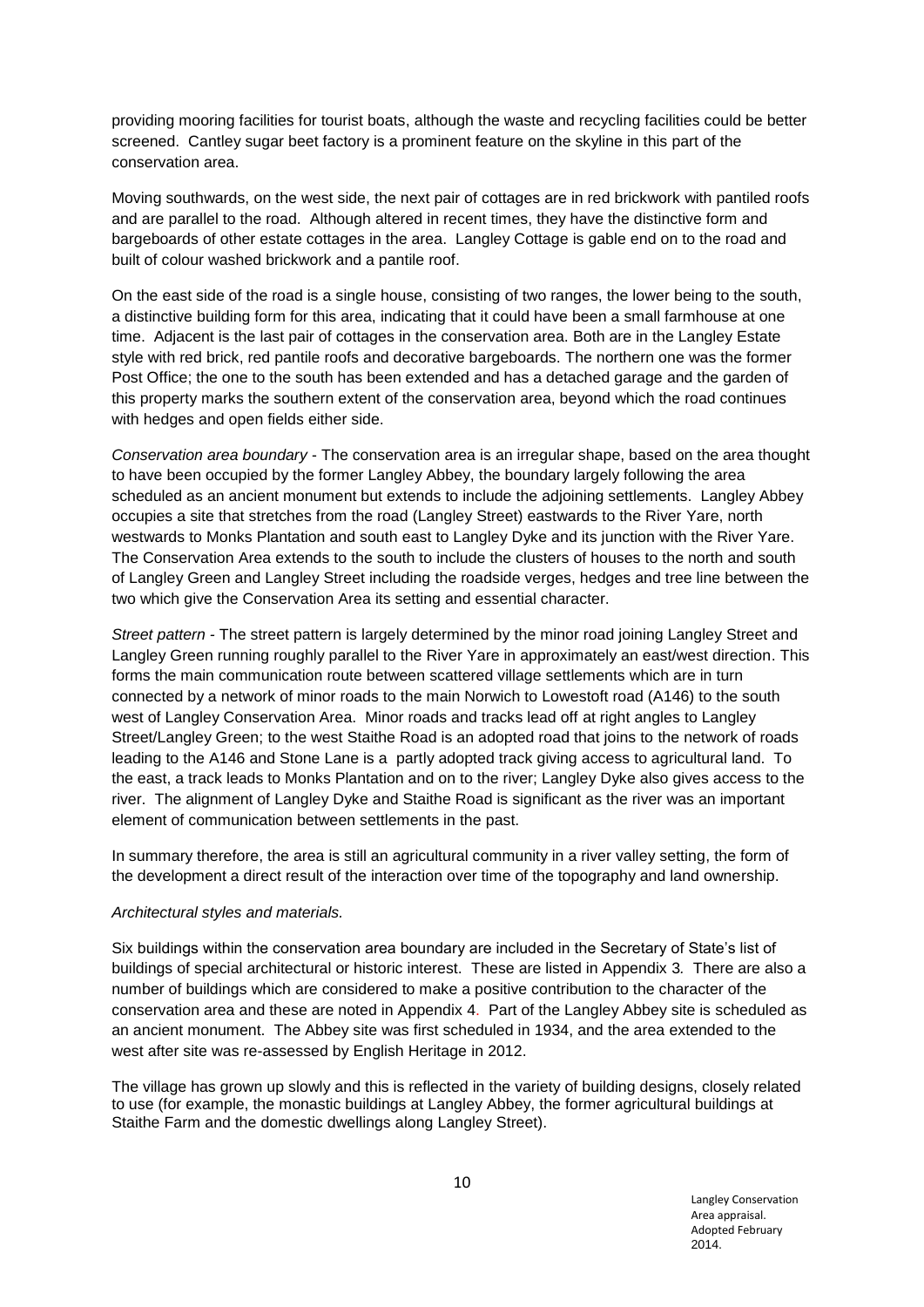providing mooring facilities for tourist boats, although the waste and recycling facilities could be better screened. Cantley sugar beet factory is a prominent feature on the skyline in this part of the conservation area.

Moving southwards, on the west side, the next pair of cottages are in red brickwork with pantiled roofs and are parallel to the road. Although altered in recent times, they have the distinctive form and bargeboards of other estate cottages in the area. Langley Cottage is gable end on to the road and built of colour washed brickwork and a pantile roof.

On the east side of the road is a single house, consisting of two ranges, the lower being to the south, a distinctive building form for this area, indicating that it could have been a small farmhouse at one time. Adjacent is the last pair of cottages in the conservation area. Both are in the Langley Estate style with red brick, red pantile roofs and decorative bargeboards. The northern one was the former Post Office; the one to the south has been extended and has a detached garage and the garden of this property marks the southern extent of the conservation area, beyond which the road continues with hedges and open fields either side.

*Conservation area boundary* - The conservation area is an irregular shape, based on the area thought to have been occupied by the former Langley Abbey, the boundary largely following the area scheduled as an ancient monument but extends to include the adjoining settlements. Langley Abbey occupies a site that stretches from the road (Langley Street) eastwards to the River Yare, north westwards to Monks Plantation and south east to Langley Dyke and its junction with the River Yare. The Conservation Area extends to the south to include the clusters of houses to the north and south of Langley Green and Langley Street including the roadside verges, hedges and tree line between the two which give the Conservation Area its setting and essential character.

*Street pattern* - The street pattern is largely determined by the minor road joining Langley Street and Langley Green running roughly parallel to the River Yare in approximately an east/west direction. This forms the main communication route between scattered village settlements which are in turn connected by a network of minor roads to the main Norwich to Lowestoft road (A146) to the south west of Langley Conservation Area. Minor roads and tracks lead off at right angles to Langley Street/Langley Green; to the west Staithe Road is an adopted road that joins to the network of roads leading to the A146 and Stone Lane is a partly adopted track giving access to agricultural land. To the east, a track leads to Monks Plantation and on to the river; Langley Dyke also gives access to the river. The alignment of Langley Dyke and Staithe Road is significant as the river was an important element of communication between settlements in the past.

In summary therefore, the area is still an agricultural community in a river valley setting, the form of the development a direct result of the interaction over time of the topography and land ownership.

*Architectural styles and materials.*

Six buildings within the conservation area boundary are included in the Secretary of State's list of buildings of special architectural or historic interest. These are listed in Appendix 3. There are also a number of buildings which are considered to make a positive contribution to the character of the conservation area and these are noted in Appendix 4. Part of the Langley Abbey site is scheduled as an ancient monument. The Abbey site was first scheduled in 1934, and the area extended to the west after site was re-assessed by English Heritage in 2012.

The village has grown up slowly and this is reflected in the variety of building designs, closely related to use (for example, the monastic buildings at Langley Abbey, the former agricultural buildings at Staithe Farm and the domestic dwellings along Langley Street).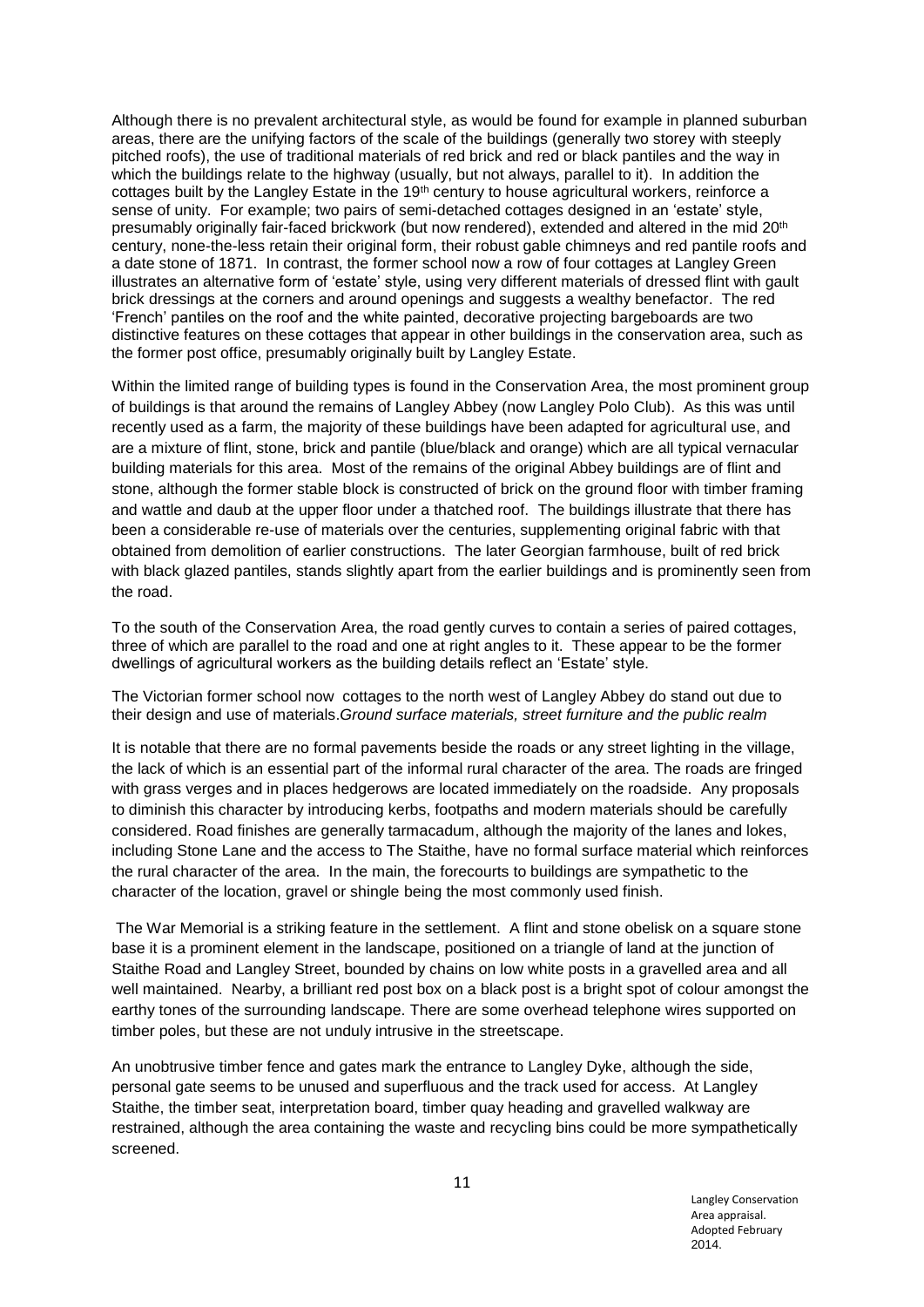Although there is no prevalent architectural style, as would be found for example in planned suburban areas, there are the unifying factors of the scale of the buildings (generally two storey with steeply pitched roofs), the use of traditional materials of red brick and red or black pantiles and the way in which the buildings relate to the highway (usually, but not always, parallel to it). In addition the cottages built by the Langley Estate in the 19th century to house agricultural workers, reinforce a sense of unity. For example; two pairs of semi-detached cottages designed in an 'estate' style, presumably originally fair-faced brickwork (but now rendered), extended and altered in the mid 20th century, none-the-less retain their original form, their robust gable chimneys and red pantile roofs and a date stone of 1871. In contrast, the former school now a row of four cottages at Langley Green illustrates an alternative form of 'estate' style, using very different materials of dressed flint with gault brick dressings at the corners and around openings and suggests a wealthy benefactor. The red 'French' pantiles on the roof and the white painted, decorative projecting bargeboards are two distinctive features on these cottages that appear in other buildings in the conservation area, such as the former post office, presumably originally built by Langley Estate.

Within the limited range of building types is found in the Conservation Area, the most prominent group of buildings is that around the remains of Langley Abbey (now Langley Polo Club). As this was until recently used as a farm, the majority of these buildings have been adapted for agricultural use, and are a mixture of flint, stone, brick and pantile (blue/black and orange) which are all typical vernacular building materials for this area. Most of the remains of the original Abbey buildings are of flint and stone, although the former stable block is constructed of brick on the ground floor with timber framing and wattle and daub at the upper floor under a thatched roof. The buildings illustrate that there has been a considerable re-use of materials over the centuries, supplementing original fabric with that obtained from demolition of earlier constructions. The later Georgian farmhouse, built of red brick with black glazed pantiles, stands slightly apart from the earlier buildings and is prominently seen from the road.

To the south of the Conservation Area, the road gently curves to contain a series of paired cottages, three of which are parallel to the road and one at right angles to it. These appear to be the former dwellings of agricultural workers as the building details reflect an 'Estate' style.

The Victorian former school now cottages to the north west of Langley Abbey do stand out due to their design and use of materials.

*Ground surface materials, street furniture and the public realm*

It is notable that there are no formal pavements beside the roads or any street lighting in the village, the lack of which is an essential part of the informal rural character of the area. The roads are fringed with grass verges and in places hedgerows are located immediately on the roadside. Any proposals to diminish this character by introducing kerbs, footpaths and modern materials should be carefully considered. Road finishes are generally tarmacadum, although the majority of the lanes and lokes, including Stone Lane and the access to The Staithe, have no formal surface material which reinforces the rural character of the area. In the main, the forecourts to buildings are sympathetic to the character of the location, gravel or shingle being the most commonly used finish.

The War Memorial is a striking feature in the settlement. A flint and stone obelisk on a square stone base it is a prominent element in the landscape, positioned on a triangle of land at the junction of Staithe Road and Langley Street, bounded by chains on low white posts in a gravelled area and all well maintained. Nearby, a brilliant red post box on a black post is a bright spot of colour amongst the earthy tones of the surrounding landscape. There are some overhead telephone wires supported on timber poles, but these are not unduly intrusive in the streetscape.

An unobtrusive timber fence and gates mark the entrance to Langley Dyke, although the side, personal gate seems to be unused and superfluous and the track used for access. At Langley Staithe, the timber seat, interpretation board, timber quay heading and gravelled walkway are restrained, although the area containing the waste and recycling bins could be more sympathetically screened.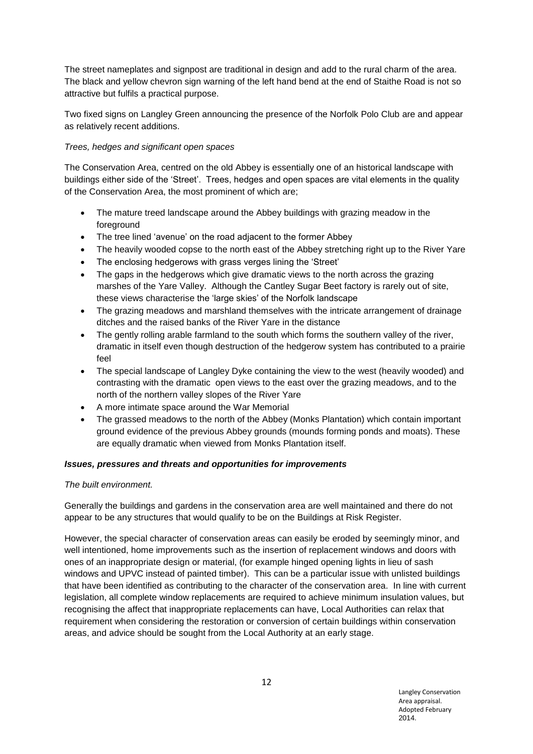The street nameplates and signpost are traditional in design and add to the rural charm of the area. The black and yellow chevron sign warning of the left hand bend at the end of Staithe Road is not so attractive but fulfils a practical purpose.

Two fixed signs on Langley Green announcing the presence of the Norfolk Polo Club are and appear as relatively recent additions.

*Trees, hedges and significant open spaces*

The Conservation Area, centred on the old Abbey is essentially one of an historical landscape with buildings either side of the 'Street'. Trees, hedges and open spaces are vital elements in the quality of the Conservation Area, the most prominent of which are;

- The mature treed landscape around the Abbey buildings with grazing meadow in the foreground
- The tree lined 'avenue' on the road adjacent to the former Abbey
- The heavily wooded copse to the north east of the Abbey stretching right up to the River Yare
- The enclosing hedgerows with grass verges lining the 'Street'
- The gaps in the hedgerows which give dramatic views to the north across the grazing marshes of the Yare Valley. Although the Cantley Sugar Beet factory is rarely out of site, these views characterise the 'large skies' of the Norfolk landscape
- The grazing meadows and marshland themselves with the intricate arrangement of drainage ditches and the raised banks of the River Yare in the distance
- The gently rolling arable farmland to the south which forms the southern valley of the river, dramatic in itself even though destruction of the hedgerow system has contributed to a prairie feel
- The special landscape of Langley Dyke containing the view to the west (heavily wooded) and contrasting with the dramatic open views to the east over the grazing meadows, and to the north of the northern valley slopes of the River Yare
- A more intimate space around the War Memorial
- The grassed meadows to the north of the Abbey (Monks Plantation) which contain important ground evidence of the previous Abbey grounds (mounds forming ponds and moats). These are equally dramatic when viewed from Monks Plantation itself.

***Issues, pressures and threats and opportunities for improvements***

*The built environment.*

Generally the buildings and gardens in the conservation area are well maintained and there do not appear to be any structures that would qualify to be on the Buildings at Risk Register.

However, the special character of conservation areas can easily be eroded by seemingly minor, and well intentioned, home improvements such as the insertion of replacement windows and doors with ones of an inappropriate design or material, (for example hinged opening lights in lieu of sash windows and UPVC instead of painted timber). This can be a particular issue with unlisted buildings that have been identified as contributing to the character of the conservation area. In line with current legislation, all complete window replacements are required to achieve minimum insulation values, but recognising the affect that inappropriate replacements can have, Local Authorities can relax that requirement when considering the restoration or conversion of certain buildings within conservation areas, and advice should be sought from the Local Authority at an early stage.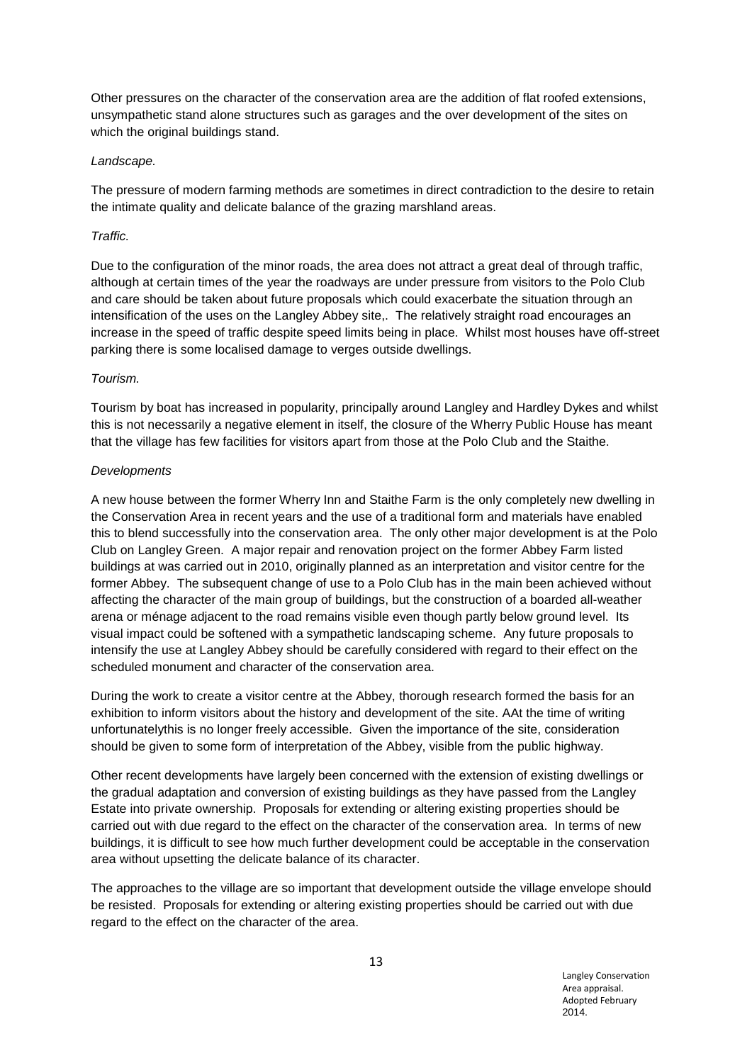Other pressures on the character of the conservation area are the addition of flat roofed extensions, unsympathetic stand alone structures such as garages and the over development of the sites on which the original buildings stand.

*Landscape.*

The pressure of modern farming methods are sometimes in direct contradiction to the desire to retain the intimate quality and delicate balance of the grazing marshland areas.

*Traffic.*

Due to the configuration of the minor roads, the area does not attract a great deal of through traffic, although at certain times of the year the roadways are under pressure from visitors to the Polo Club and care should be taken about future proposals which could exacerbate the situation through an intensification of the uses on the Langley Abbey site,. The relatively straight road encourages an increase in the speed of traffic despite speed limits being in place. Whilst most houses have off-street parking there is some localised damage to verges outside dwellings.

*Tourism.*

Tourism by boat has increased in popularity, principally around Langley and Hardley Dykes and whilst this is not necessarily a negative element in itself, the closure of the Wherry Public House has meant that the village has few facilities for visitors apart from those at the Polo Club and the Staithe.

*Developments*

A new house between the former Wherry Inn and Staithe Farm is the only completely new dwelling in the Conservation Area in recent years and the use of a traditional form and materials have enabled this to blend successfully into the conservation area. The only other major development is at the Polo Club on Langley Green. A major repair and renovation project on the former Abbey Farm listed buildings at was carried out in 2010, originally planned as an interpretation and visitor centre for the former Abbey. The subsequent change of use to a Polo Club has in the main been achieved without affecting the character of the main group of buildings, but the construction of a boarded all-weather arena or ménage adjacent to the road remains visible even though partly below ground level. Its visual impact could be softened with a sympathetic landscaping scheme. Any future proposals to intensify the use at Langley Abbey should be carefully considered with regard to their effect on the scheduled monument and character of the conservation area.

During the work to create a visitor centre at the Abbey, thorough research formed the basis for an exhibition to inform visitors about the history and development of the site. AAt the time of writing unfortunatelythis is no longer freely accessible. Given the importance of the site, consideration should be given to some form of interpretation of the Abbey, visible from the public highway.

Other recent developments have largely been concerned with the extension of existing dwellings or the gradual adaptation and conversion of existing buildings as they have passed from the Langley Estate into private ownership. Proposals for extending or altering existing properties should be carried out with due regard to the effect on the character of the conservation area. In terms of new buildings, it is difficult to see how much further development could be acceptable in the conservation area without upsetting the delicate balance of its character.

The approaches to the village are so important that development outside the village envelope should be resisted. Proposals for extending or altering existing properties should be carried out with due regard to the effect on the character of the area.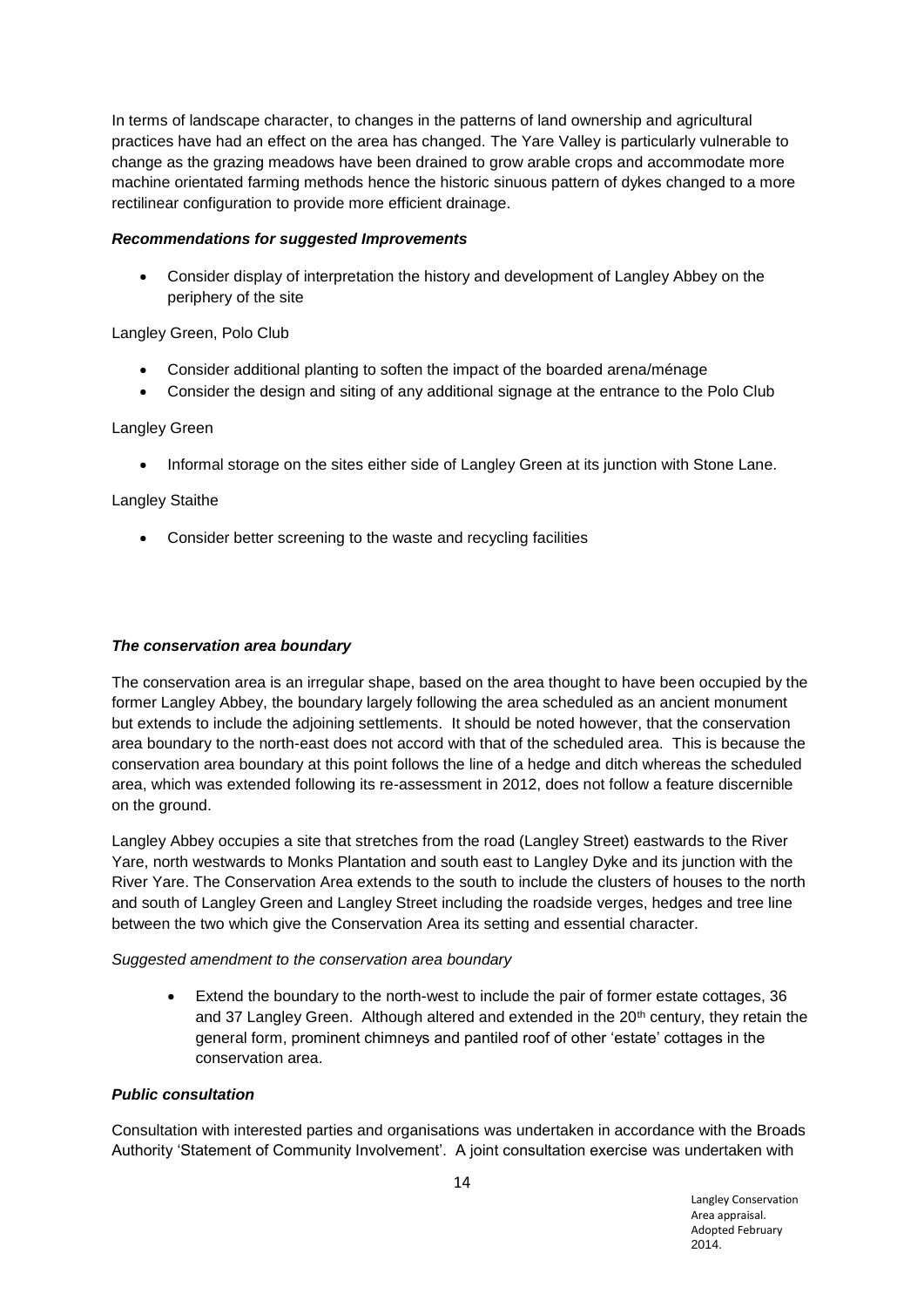In terms of landscape character, to changes in the patterns of land ownership and agricultural practices have had an effect on the area has changed. The Yare Valley is particularly vulnerable to change as the grazing meadows have been drained to grow arable crops and accommodate more machine orientated farming methods hence the historic sinuous pattern of dykes changed to a more rectilinear configuration to provide more efficient drainage.

***Recommendations for suggested Improvements***

- Consider display of interpretation the history and development of Langley Abbey on the periphery of the site

Langley Green, Polo Club

- Consider additional planting to soften the impact of the boarded arena/ménage
- Consider the design and siting of any additional signage at the entrance to the Polo Club

Langley Green

- Informal storage on the sites either side of Langley Green at its junction with Stone Lane.

Langley Staithe

- Consider better screening to the waste and recycling facilities

***The conservation area boundary***

The conservation area is an irregular shape, based on the area thought to have been occupied by the former Langley Abbey, the boundary largely following the area scheduled as an ancient monument but extends to include the adjoining settlements. It should be noted however, that the conservation area boundary to the north-east does not accord with that of the scheduled area. This is because the conservation area boundary at this point follows the line of a hedge and ditch whereas the scheduled area, which was extended following its re-assessment in 2012, does not follow a feature discernible on the ground.

Langley Abbey occupies a site that stretches from the road (Langley Street) eastwards to the River Yare, north westwards to Monks Plantation and south east to Langley Dyke and its junction with the River Yare. The Conservation Area extends to the south to include the clusters of houses to the north and south of Langley Green and Langley Street including the roadside verges, hedges and tree line between the two which give the Conservation Area its setting and essential character.

*Suggested amendment to the conservation area boundary*

- Extend the boundary to the north-west to include the pair of former estate cottages, 36 and 37 Langley Green. Although altered and extended in the 20th century, they retain the general form, prominent chimneys and pantiled roof of other 'estate' cottages in the conservation area.

***Public consultation***

Consultation with interested parties and organisations was undertaken in accordance with the Broads Authority 'Statement of Community Involvement'. A joint consultation exercise was undertaken with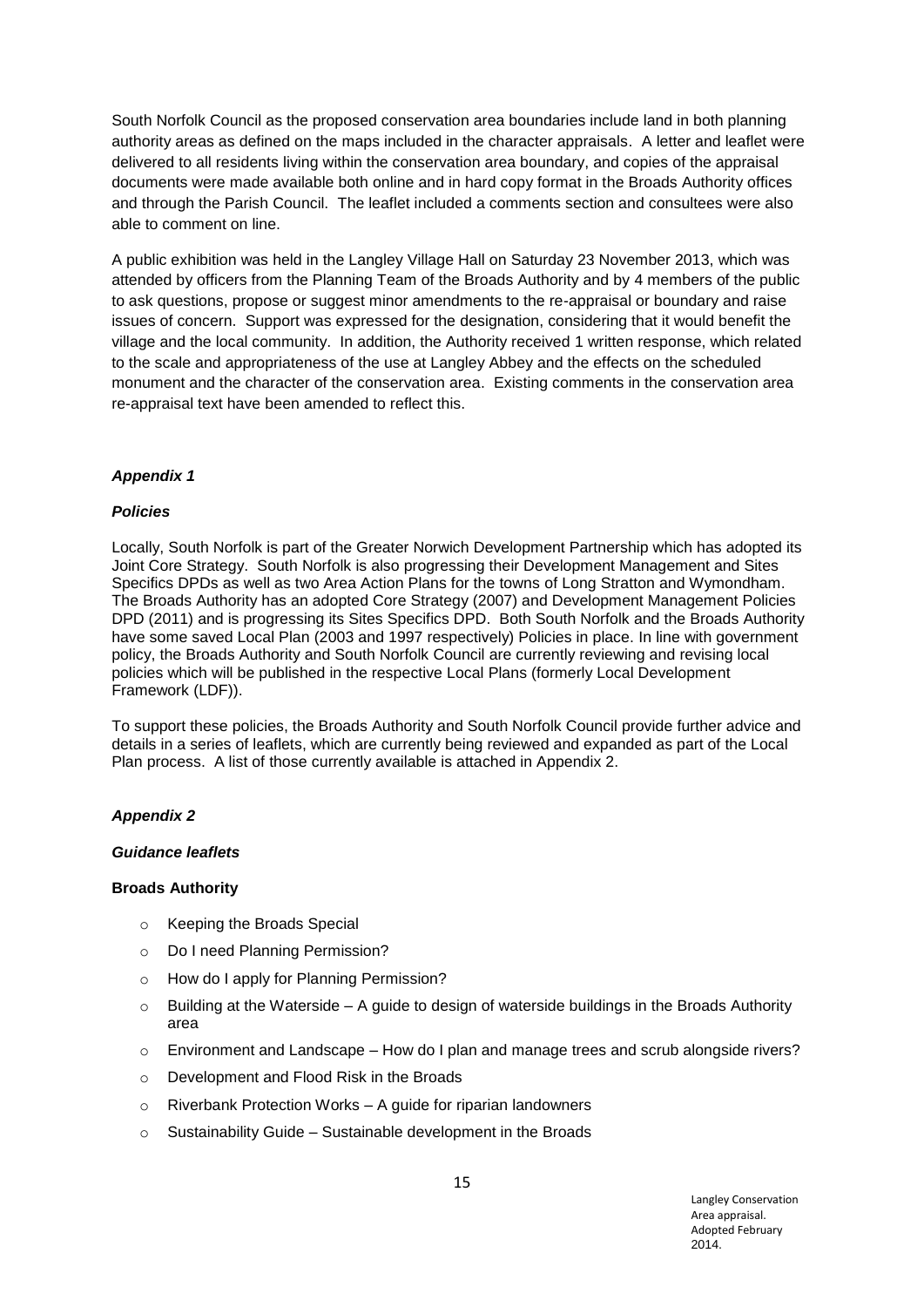South Norfolk Council as the proposed conservation area boundaries include land in both planning authority areas as defined on the maps included in the character appraisals. A letter and leaflet were delivered to all residents living within the conservation area boundary, and copies of the appraisal documents were made available both online and in hard copy format in the Broads Authority offices and through the Parish Council. The leaflet included a comments section and consultees were also able to comment on line.

A public exhibition was held in the Langley Village Hall on Saturday 23 November 2013, which was attended by officers from the Planning Team of the Broads Authority and by 4 members of the public to ask questions, propose or suggest minor amendments to the re-appraisal or boundary and raise issues of concern. Support was expressed for the designation, considering that it would benefit the village and the local community. In addition, the Authority received 1 written response, which related to the scale and appropriateness of the use at Langley Abbey and the effects on the scheduled monument and the character of the conservation area. Existing comments in the conservation area re-appraisal text have been amended to reflect this.

## *Appendix 1*

### *Policies*

Locally, South Norfolk is part of the Greater Norwich Development Partnership which has adopted its Joint Core Strategy. South Norfolk is also progressing their Development Management and Sites Specifics DPDs as well as two Area Action Plans for the towns of Long Stratton and Wymondham. The Broads Authority has an adopted Core Strategy (2007) and Development Management Policies DPD (2011) and is progressing its Sites Specifics DPD. Both South Norfolk and the Broads Authority have some saved Local Plan (2003 and 1997 respectively) Policies in place. In line with government policy, the Broads Authority and South Norfolk Council are currently reviewing and revising local policies which will be published in the respective Local Plans (formerly Local Development Framework (LDF)).

To support these policies, the Broads Authority and South Norfolk Council provide further advice and details in a series of leaflets, which are currently being reviewed and expanded as part of the Local Plan process. A list of those currently available is attached in Appendix 2.

## *Appendix 2*

### *Guidance leaflets*

**Broads Authority**

- Keeping the Broads Special
- Do I need Planning Permission?
- How do I apply for Planning Permission?
- Building at the Waterside – A guide to design of waterside buildings in the Broads Authority area
- Environment and Landscape – How do I plan and manage trees and scrub alongside rivers?
- Development and Flood Risk in the Broads
- Riverbank Protection Works – A guide for riparian landowners
- Sustainability Guide – Sustainable development in the Broads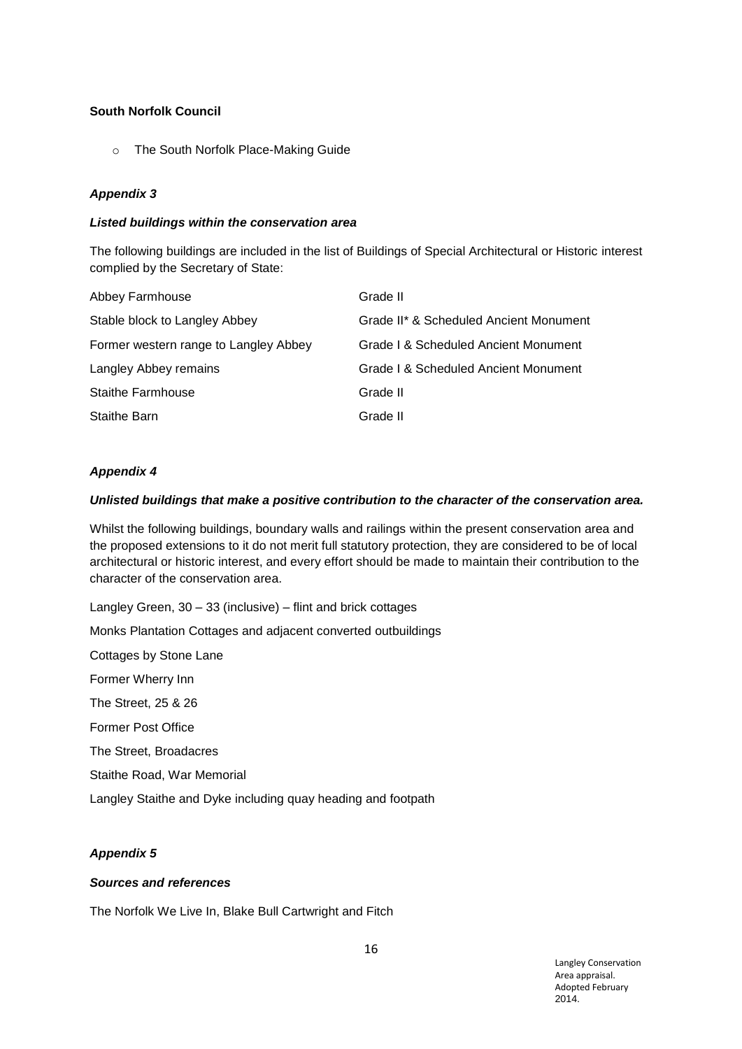**South Norfolk Council**

- The South Norfolk Place-Making Guide

***Appendix 3***

***Listed buildings within the conservation area***

The following buildings are included in the list of Buildings of Special Architectural or Historic interest complied by the Secretary of State:

| | |
|---|---|
| Abbey Farmhouse | Grade II |
| Stable block to Langley Abbey | Grade II* & Scheduled Ancient Monument |
| Former western range to Langley Abbey | Grade I & Scheduled Ancient Monument |
| Langley Abbey remains | Grade I & Scheduled Ancient Monument |
| Staithe Farmhouse | Grade II |
| Staithe Barn | Grade II |

***Appendix 4***

***Unlisted buildings that make a positive contribution to the character of the conservation area.***

Whilst the following buildings, boundary walls and railings within the present conservation area and the proposed extensions to it do not merit full statutory protection, they are considered to be of local architectural or historic interest, and every effort should be made to maintain their contribution to the character of the conservation area.

Langley Green, 30 – 33 (inclusive) – flint and brick cottages

Monks Plantation Cottages and adjacent converted outbuildings

Cottages by Stone Lane

Former Wherry Inn

The Street, 25 & 26

Former Post Office

The Street, Broadacres

Staithe Road, War Memorial

Langley Staithe and Dyke including quay heading and footpath

***Appendix 5***

***Sources and references***

The Norfolk We Live In, Blake Bull Cartwright and Fitch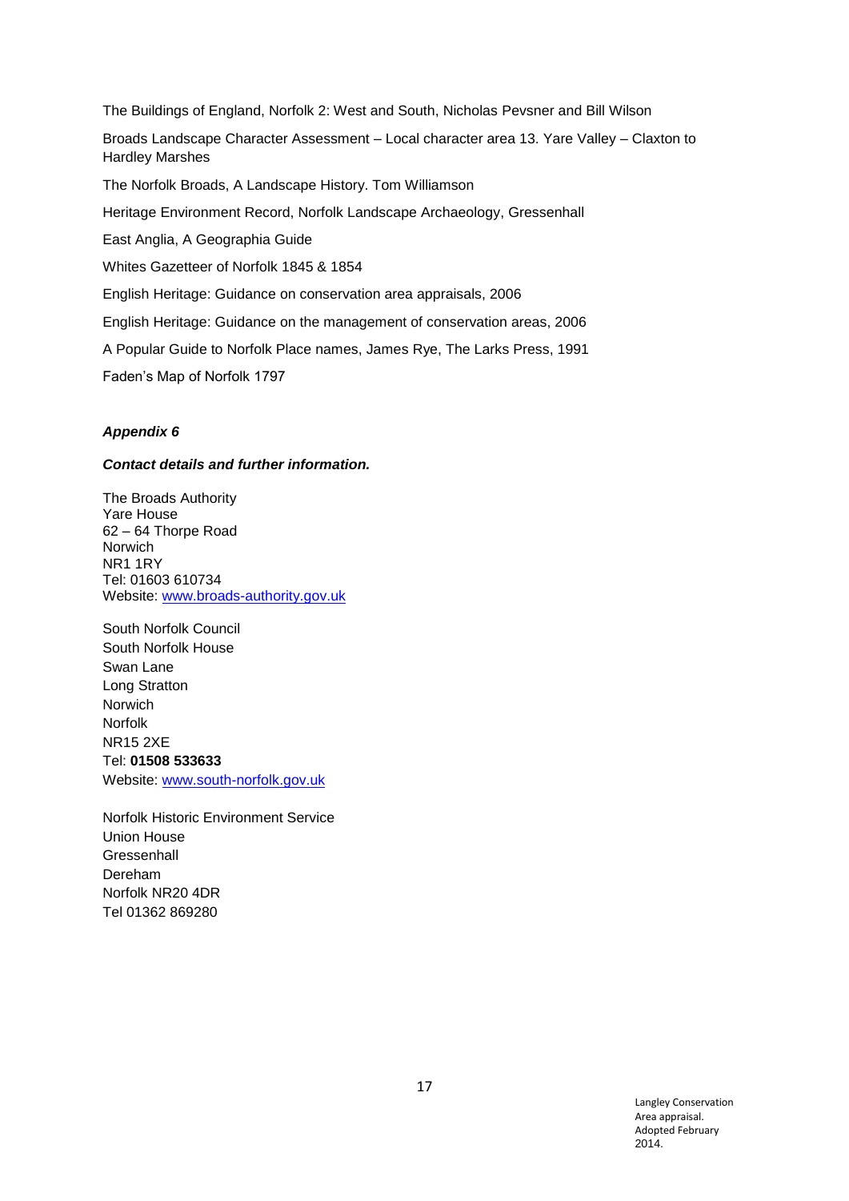The Buildings of England, Norfolk 2: West and South, Nicholas Pevsner and Bill Wilson

Broads Landscape Character Assessment – Local character area 13. Yare Valley – Claxton to Hardley Marshes

The Norfolk Broads, A Landscape History. Tom Williamson

Heritage Environment Record, Norfolk Landscape Archaeology, Gressenhall

East Anglia, A Geographia Guide

Whites Gazetteer of Norfolk 1845 & 1854

English Heritage: Guidance on conservation area appraisals, 2006

English Heritage: Guidance on the management of conservation areas, 2006

A Popular Guide to Norfolk Place names, James Rye, The Larks Press, 1991

Faden's Map of Norfolk 1797

***Appendix 6***

***Contact details and further information.***

The Broads Authority
Yare House
62 – 64 Thorpe Road
Norwich
NR1 1RY
Tel: 01603 610734
Website: www.broads-authority.gov.uk

South Norfolk Council
South Norfolk House
Swan Lane
Long Stratton
Norwich
Norfolk
NR15 2XE
Tel: **01508 533633**
Website: www.south-norfolk.gov.uk

Norfolk Historic Environment Service
Union House
Gressenhall
Dereham
Norfolk NR20 4DR
Tel 01362 869280